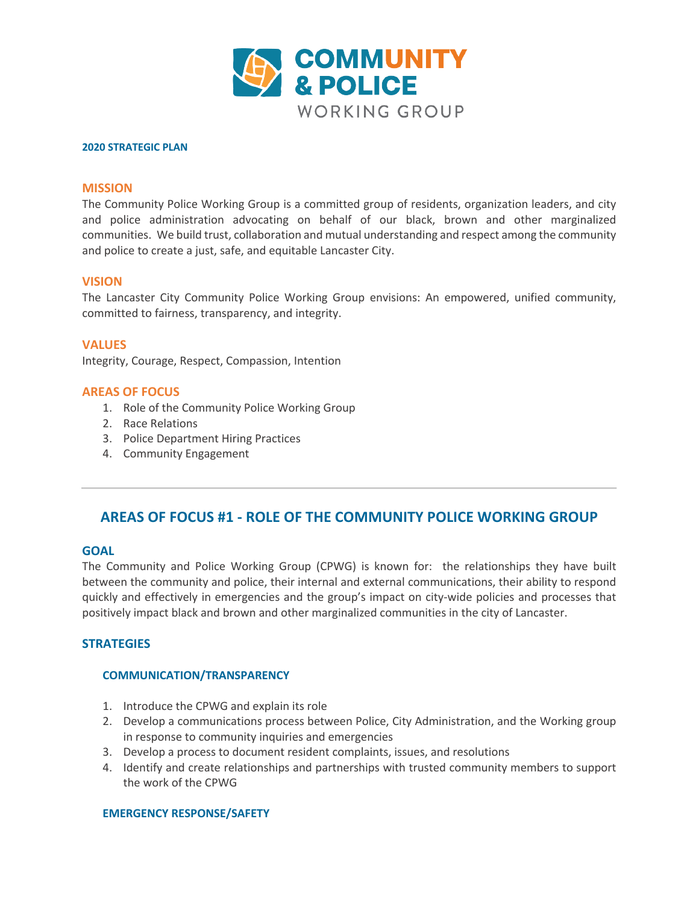# COMMUNITY & POLICE WORKING GROUP

**2020 STRATEGIC PLAN**

## MISSION

The Community Police Working Group is a committed group of residents, organization leaders, and city and police administration advocating on behalf of our black, brown and other marginalized communities. We build trust, collaboration and mutual understanding and respect among the community and police to create a just, safe, and equitable Lancaster City.

## VISION

The Lancaster City Community Police Working Group envisions: An empowered, unified community, committed to fairness, transparency, and integrity.

## VALUES

Integrity, Courage, Respect, Compassion, Intention

## AREAS OF FOCUS

1. Role of the Community Police Working Group
2. Race Relations
3. Police Department Hiring Practices
4. Community Engagement

---

## AREAS OF FOCUS #1 - ROLE OF THE COMMUNITY POLICE WORKING GROUP

### GOAL

The Community and Police Working Group (CPWG) is known for: the relationships they have built between the community and police, their internal and external communications, their ability to respond quickly and effectively in emergencies and the group's impact on city-wide policies and processes that positively impact black and brown and other marginalized communities in the city of Lancaster.

### STRATEGIES

#### COMMUNICATION/TRANSPARENCY

1. Introduce the CPWG and explain its role
2. Develop a communications process between Police, City Administration, and the Working group in response to community inquiries and emergencies
3. Develop a process to document resident complaints, issues, and resolutions
4. Identify and create relationships and partnerships with trusted community members to support the work of the CPWG

#### EMERGENCY RESPONSE/SAFETY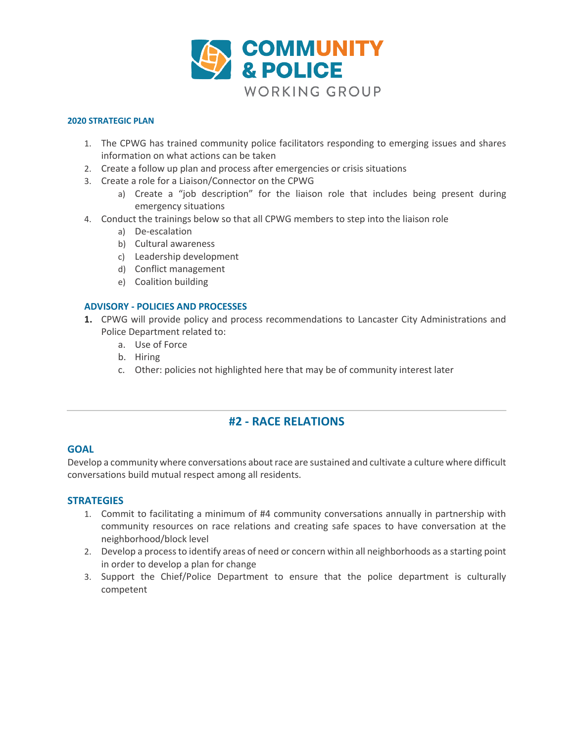**COMMUNITY & POLICE WORKING GROUP**

#### 2020 STRATEGIC PLAN

1. The CPWG has trained community police facilitators responding to emerging issues and shares information on what actions can be taken
2. Create a follow up plan and process after emergencies or crisis situations
3. Create a role for a Liaison/Connector on the CPWG
   a) Create a "job description" for the liaison role that includes being present during emergency situations
4. Conduct the trainings below so that all CPWG members to step into the liaison role
   a) De-escalation
   b) Cultural awareness
   c) Leadership development
   d) Conflict management
   e) Coalition building

### ADVISORY - POLICIES AND PROCESSES

1. CPWG will provide policy and process recommendations to Lancaster City Administrations and Police Department related to:
   a. Use of Force
   b. Hiring
   c. Other: policies not highlighted here that may be of community interest later

---

## #2 - RACE RELATIONS

### GOAL

Develop a community where conversations about race are sustained and cultivate a culture where difficult conversations build mutual respect among all residents.

### STRATEGIES

1. Commit to facilitating a minimum of #4 community conversations annually in partnership with community resources on race relations and creating safe spaces to have conversation at the neighborhood/block level
2. Develop a process to identify areas of need or concern within all neighborhoods as a starting point in order to develop a plan for change
3. Support the Chief/Police Department to ensure that the police department is culturally competent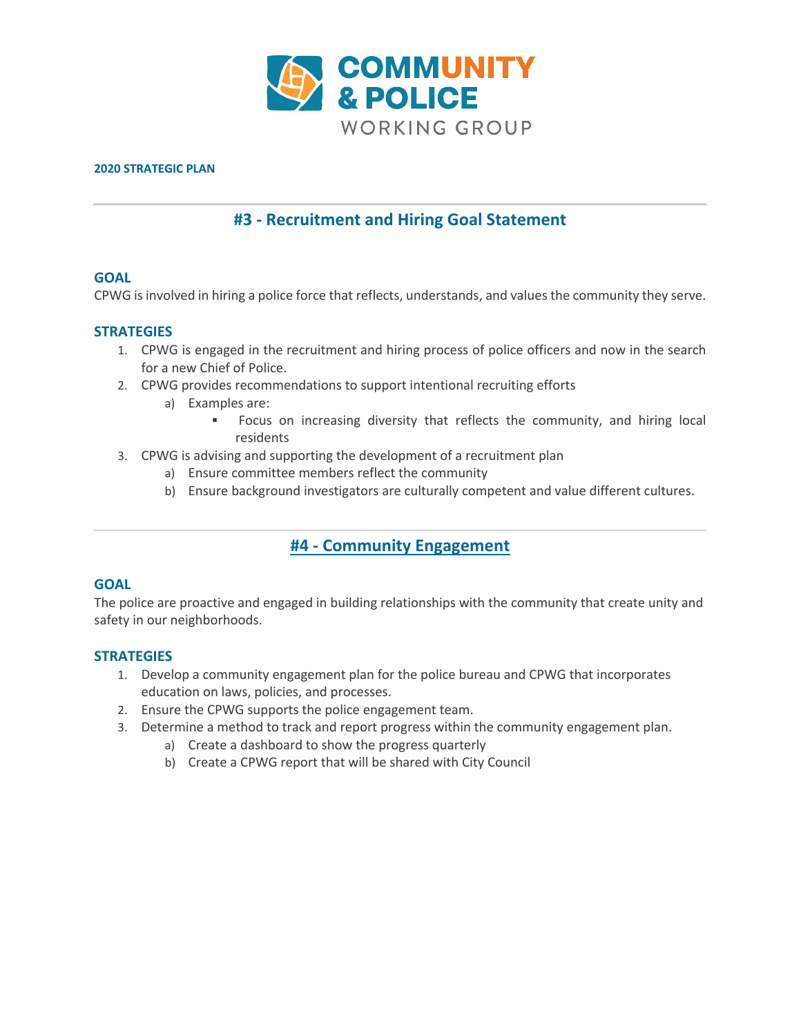**COMMUNITY & POLICE WORKING GROUP**

**2020 STRATEGIC PLAN**

## #3 - Recruitment and Hiring Goal Statement

### GOAL

CPWG is involved in hiring a police force that reflects, understands, and values the community they serve.

### STRATEGIES

1. CPWG is engaged in the recruitment and hiring process of police officers and now in the search for a new Chief of Police.
2. CPWG provides recommendations to support intentional recruiting efforts
   a) Examples are:
      - Focus on increasing diversity that reflects the community, and hiring local residents
3. CPWG is advising and supporting the development of a recruitment plan
   a) Ensure committee members reflect the community
   b) Ensure background investigators are culturally competent and value different cultures.

## #4 - Community Engagement

### GOAL

The police are proactive and engaged in building relationships with the community that create unity and safety in our neighborhoods.

### STRATEGIES

1. Develop a community engagement plan for the police bureau and CPWG that incorporates education on laws, policies, and processes.
2. Ensure the CPWG supports the police engagement team.
3. Determine a method to track and report progress within the community engagement plan.
   a) Create a dashboard to show the progress quarterly
   b) Create a CPWG report that will be shared with City Council